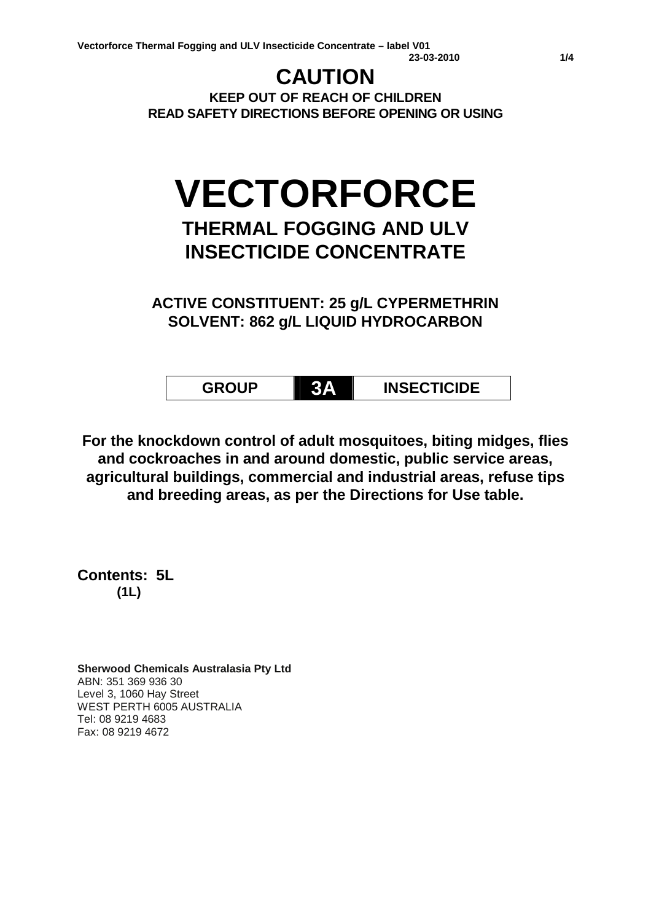# CAUTION

**KEEP OUT OF REACH OF CHILDREN**
**READ SAFETY DIRECTIONS BEFORE OPENING OR USING**

# VECTORFORCE

## THERMAL FOGGING AND ULV INSECTICIDE CONCENTRATE

**ACTIVE CONSTITUENT: 25 g/L CYPERMETHRIN**
**SOLVENT: 862 g/L LIQUID HYDROCARBON**

| GROUP | 3A | INSECTICIDE |
|---|---|---|

**For the knockdown control of adult mosquitoes, biting midges, flies and cockroaches in and around domestic, public service areas, agricultural buildings, commercial and industrial areas, refuse tips and breeding areas, as per the Directions for Use table.**

**Contents: 5L**
**(1L)**

**Sherwood Chemicals Australasia Pty Ltd**
ABN: 351 369 936 30
Level 3, 1060 Hay Street
WEST PERTH 6005 AUSTRALIA
Tel: 08 9219 4683
Fax: 08 9219 4672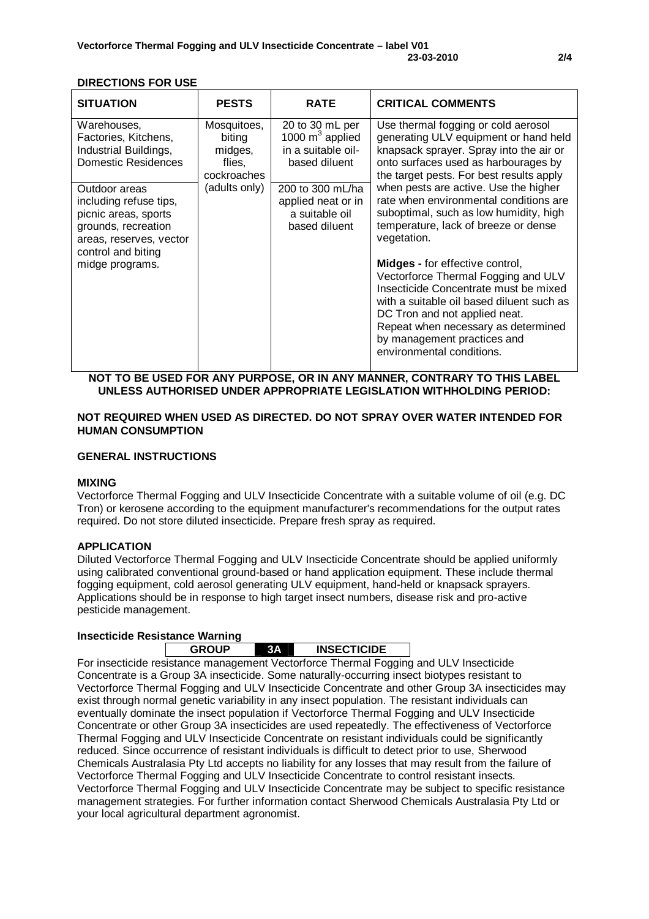## DIRECTIONS FOR USE

| SITUATION | PESTS | RATE | CRITICAL COMMENTS |
|---|---|---|---|
| Warehouses, Factories, Kitchens, Industrial Buildings, Domestic Residences | Mosquitoes, biting midges, flies, cockroaches (adults only) | 20 to 30 mL per 1000 $m^3$ applied in a suitable oil-based diluent | Use thermal fogging or cold aerosol generating ULV equipment or hand held knapsack sprayer. Spray into the air or onto surfaces used as harbourages by the target pests. For best results apply when pests are active. Use the higher rate when environmental conditions are suboptimal, such as low humidity, high temperature, lack of breeze or dense vegetation. **Midges -** for effective control, Vectorforce Thermal Fogging and ULV Insecticide Concentrate must be mixed with a suitable oil based diluent such as DC Tron and not applied neat. Repeat when necessary as determined by management practices and environmental conditions. |
| Outdoor areas including refuse tips, picnic areas, sports grounds, recreation areas, reserves, vector control and biting midge programs. | | 200 to 300 mL/ha applied neat or in a suitable oil based diluent | |

**NOT TO BE USED FOR ANY PURPOSE, OR IN ANY MANNER, CONTRARY TO THIS LABEL UNLESS AUTHORISED UNDER APPROPRIATE LEGISLATION WITHHOLDING PERIOD:**

**NOT REQUIRED WHEN USED AS DIRECTED. DO NOT SPRAY OVER WATER INTENDED FOR HUMAN CONSUMPTION**

### GENERAL INSTRUCTIONS

### MIXING

Vectorforce Thermal Fogging and ULV Insecticide Concentrate with a suitable volume of oil (e.g. DC Tron) or kerosene according to the equipment manufacturer's recommendations for the output rates required. Do not store diluted insecticide. Prepare fresh spray as required.

### APPLICATION

Diluted Vectorforce Thermal Fogging and ULV Insecticide Concentrate should be applied uniformly using calibrated conventional ground-based or hand application equipment. These include thermal fogging equipment, cold aerosol generating ULV equipment, hand-held or knapsack sprayers. Applications should be in response to high target insect numbers, disease risk and pro-active pesticide management.

### Insecticide Resistance Warning

| GROUP | 3A | INSECTICIDE |
|---|---|---|

For insecticide resistance management Vectorforce Thermal Fogging and ULV Insecticide Concentrate is a Group 3A insecticide. Some naturally-occurring insect biotypes resistant to Vectorforce Thermal Fogging and ULV Insecticide Concentrate and other Group 3A insecticides may exist through normal genetic variability in any insect population. The resistant individuals can eventually dominate the insect population if Vectorforce Thermal Fogging and ULV Insecticide Concentrate or other Group 3A insecticides are used repeatedly. The effectiveness of Vectorforce Thermal Fogging and ULV Insecticide Concentrate on resistant individuals could be significantly reduced. Since occurrence of resistant individuals is difficult to detect prior to use, Sherwood Chemicals Australasia Pty Ltd accepts no liability for any losses that may result from the failure of Vectorforce Thermal Fogging and ULV Insecticide Concentrate to control resistant insects. Vectorforce Thermal Fogging and ULV Insecticide Concentrate may be subject to specific resistance management strategies. For further information contact Sherwood Chemicals Australasia Pty Ltd or your local agricultural department agronomist.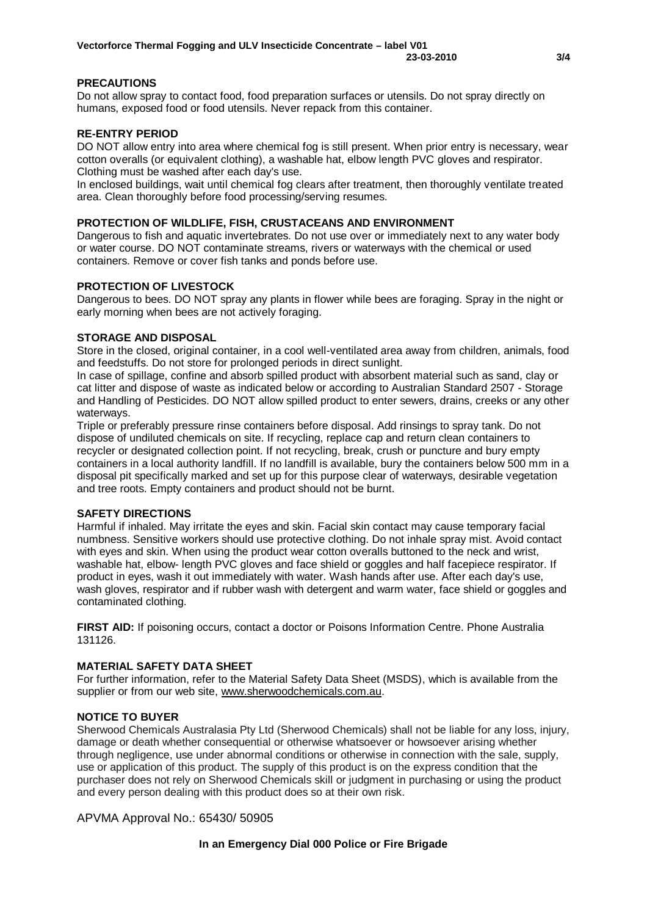## PRECAUTIONS

Do not allow spray to contact food, food preparation surfaces or utensils. Do not spray directly on humans, exposed food or food utensils. Never repack from this container.

## RE-ENTRY PERIOD

DO NOT allow entry into area where chemical fog is still present. When prior entry is necessary, wear cotton overalls (or equivalent clothing), a washable hat, elbow length PVC gloves and respirator. Clothing must be washed after each day's use.

In enclosed buildings, wait until chemical fog clears after treatment, then thoroughly ventilate treated area. Clean thoroughly before food processing/serving resumes.

## PROTECTION OF WILDLIFE, FISH, CRUSTACEANS AND ENVIRONMENT

Dangerous to fish and aquatic invertebrates. Do not use over or immediately next to any water body or water course. DO NOT contaminate streams, rivers or waterways with the chemical or used containers. Remove or cover fish tanks and ponds before use.

## PROTECTION OF LIVESTOCK

Dangerous to bees. DO NOT spray any plants in flower while bees are foraging. Spray in the night or early morning when bees are not actively foraging.

## STORAGE AND DISPOSAL

Store in the closed, original container, in a cool well-ventilated area away from children, animals, food and feedstuffs. Do not store for prolonged periods in direct sunlight.

In case of spillage, confine and absorb spilled product with absorbent material such as sand, clay or cat litter and dispose of waste as indicated below or according to Australian Standard 2507 - Storage and Handling of Pesticides. DO NOT allow spilled product to enter sewers, drains, creeks or any other waterways.

Triple or preferably pressure rinse containers before disposal. Add rinsings to spray tank. Do not dispose of undiluted chemicals on site. If recycling, replace cap and return clean containers to recycler or designated collection point. If not recycling, break, crush or puncture and bury empty containers in a local authority landfill. If no landfill is available, bury the containers below 500 mm in a disposal pit specifically marked and set up for this purpose clear of waterways, desirable vegetation and tree roots. Empty containers and product should not be burnt.

## SAFETY DIRECTIONS

Harmful if inhaled. May irritate the eyes and skin. Facial skin contact may cause temporary facial numbness. Sensitive workers should use protective clothing. Do not inhale spray mist. Avoid contact with eyes and skin. When using the product wear cotton overalls buttoned to the neck and wrist, washable hat, elbow- length PVC gloves and face shield or goggles and half facepiece respirator. If product in eyes, wash it out immediately with water. Wash hands after use. After each day's use, wash gloves, respirator and if rubber wash with detergent and warm water, face shield or goggles and contaminated clothing.

**FIRST AID:** If poisoning occurs, contact a doctor or Poisons Information Centre. Phone Australia 131126.

## MATERIAL SAFETY DATA SHEET

For further information, refer to the Material Safety Data Sheet (MSDS), which is available from the supplier or from our web site, www.sherwoodchemicals.com.au.

## NOTICE TO BUYER

Sherwood Chemicals Australasia Pty Ltd (Sherwood Chemicals) shall not be liable for any loss, injury, damage or death whether consequential or otherwise whatsoever or howsoever arising whether through negligence, use under abnormal conditions or otherwise in connection with the sale, supply, use or application of this product. The supply of this product is on the express condition that the purchaser does not rely on Sherwood Chemicals skill or judgment in purchasing or using the product and every person dealing with this product does so at their own risk.

APVMA Approval No.: 65430/ 50905

**In an Emergency Dial 000 Police or Fire Brigade**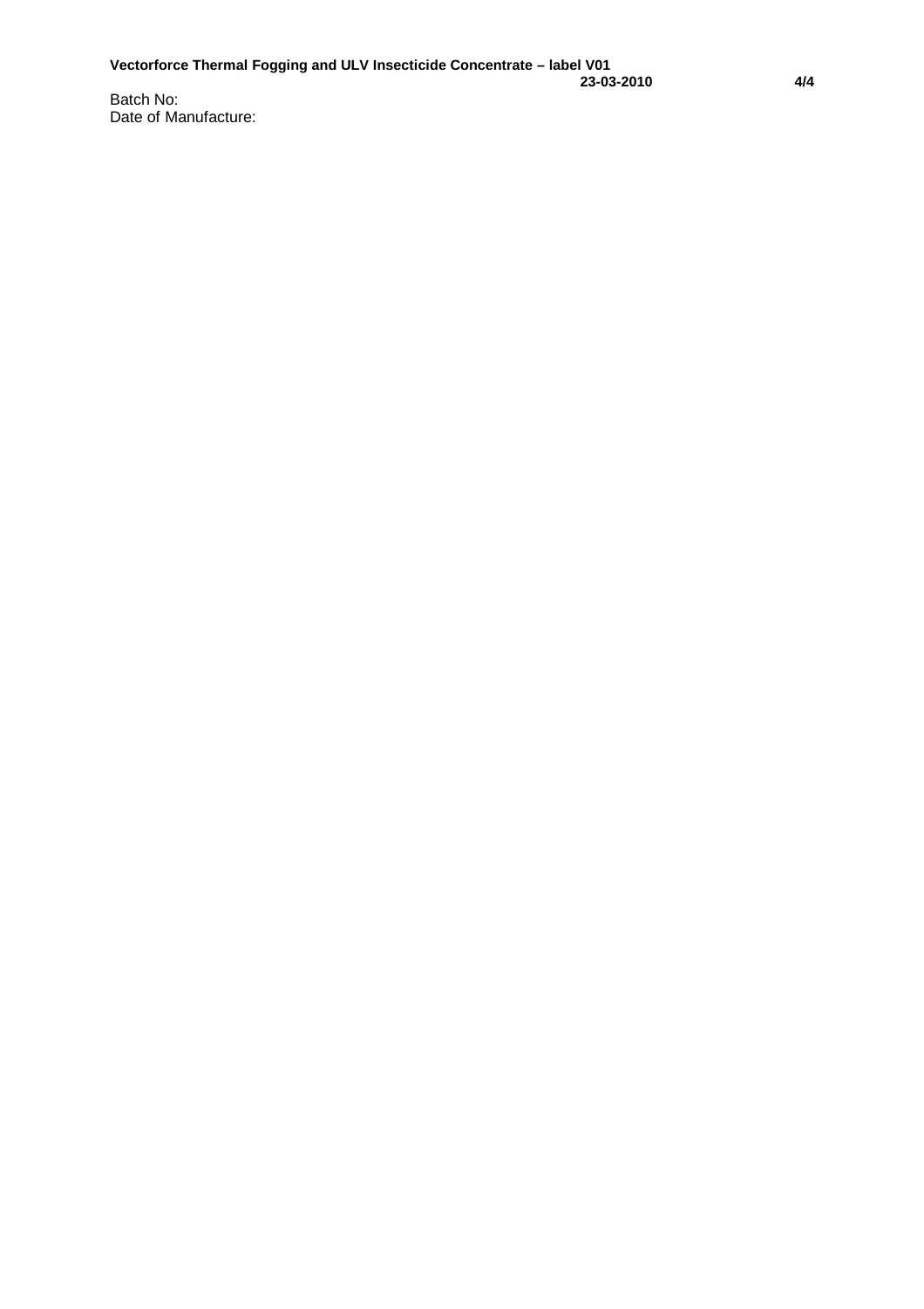Batch No:
Date of Manufacture: